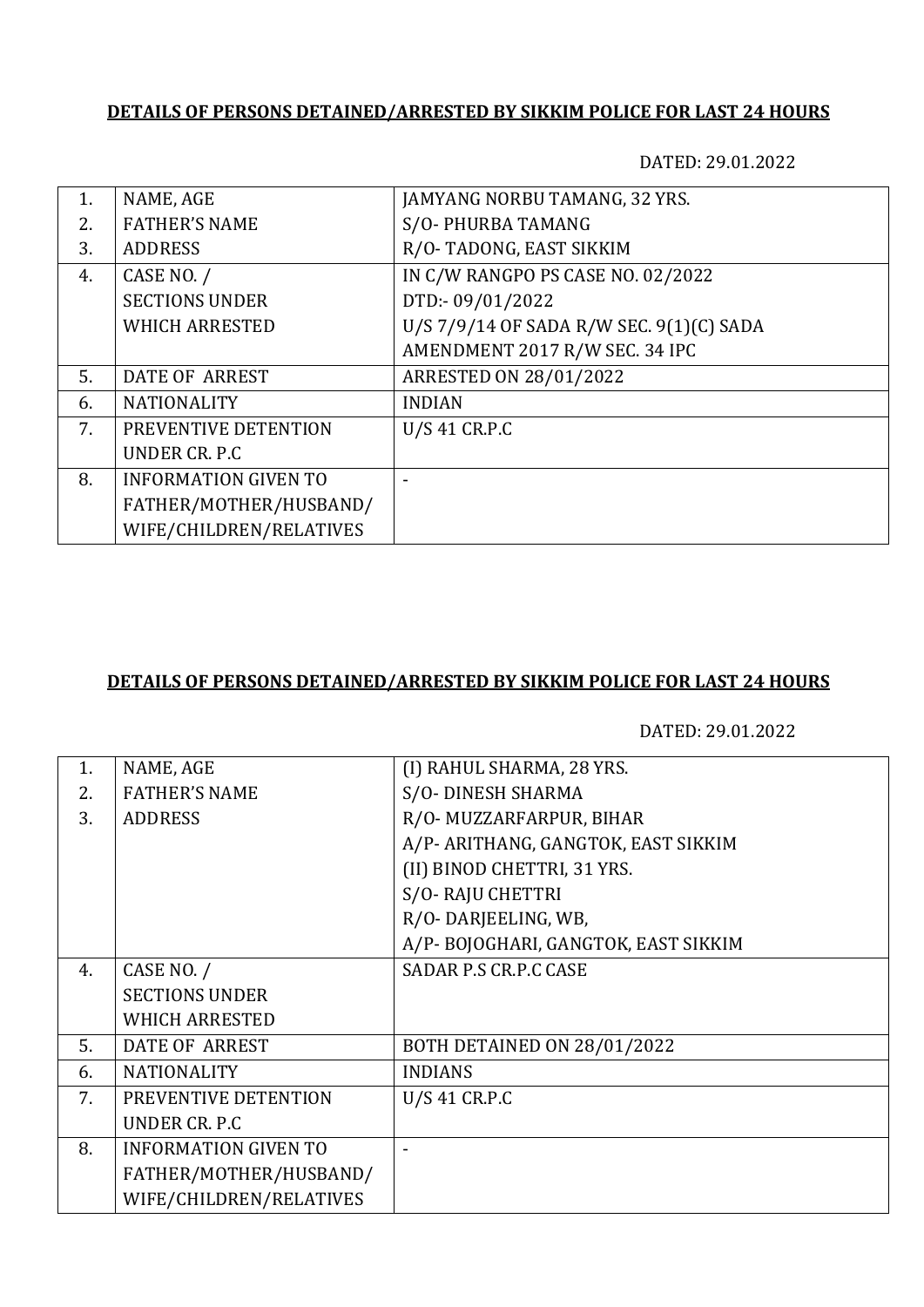**DETAILS OF PERSONS DETAINED/ARRESTED BY SIKKIM POLICE FOR LAST 24 HOURS**

DATED: 29.01.2022

| | | |
|---|---|---|
| 1.<br>2.<br>3. | NAME, AGE<br>FATHER'S NAME<br>ADDRESS | JAMYANG NORBU TAMANG, 32 YRS.<br>S/O- PHURBA TAMANG<br>R/O- TADONG, EAST SIKKIM |
| 4. | CASE NO. /<br>SECTIONS UNDER<br>WHICH ARRESTED | IN C/W RANGPO PS CASE NO. 02/2022<br>DTD:- 09/01/2022<br>U/S 7/9/14 OF SADA R/W SEC. 9(1)(C) SADA AMENDMENT 2017 R/W SEC. 34 IPC |
| 5. | DATE OF ARREST | ARRESTED ON 28/01/2022 |
| 6. | NATIONALITY | INDIAN |
| 7. | PREVENTIVE DETENTION UNDER CR. P.C | U/S 41 CR.P.C |
| 8. | INFORMATION GIVEN TO FATHER/MOTHER/HUSBAND/ WIFE/CHILDREN/RELATIVES | - |

**DETAILS OF PERSONS DETAINED/ARRESTED BY SIKKIM POLICE FOR LAST 24 HOURS**

DATED: 29.01.2022

| | | |
|---|---|---|
| 1.<br>2.<br>3. | NAME, AGE<br>FATHER'S NAME<br>ADDRESS | (I) RAHUL SHARMA, 28 YRS.<br>S/O- DINESH SHARMA<br>R/O- MUZZARFARPUR, BIHAR<br>A/P- ARITHANG, GANGTOK, EAST SIKKIM<br>(II) BINOD CHETTRI, 31 YRS.<br>S/O- RAJU CHETTRI<br>R/O- DARJEELING, WB,<br>A/P- BOJOGHARI, GANGTOK, EAST SIKKIM |
| 4. | CASE NO. /<br>SECTIONS UNDER<br>WHICH ARRESTED | SADAR P.S CR.P.C CASE |
| 5. | DATE OF ARREST | BOTH DETAINED ON 28/01/2022 |
| 6. | NATIONALITY | INDIANS |
| 7. | PREVENTIVE DETENTION UNDER CR. P.C | U/S 41 CR.P.C |
| 8. | INFORMATION GIVEN TO FATHER/MOTHER/HUSBAND/ WIFE/CHILDREN/RELATIVES | - |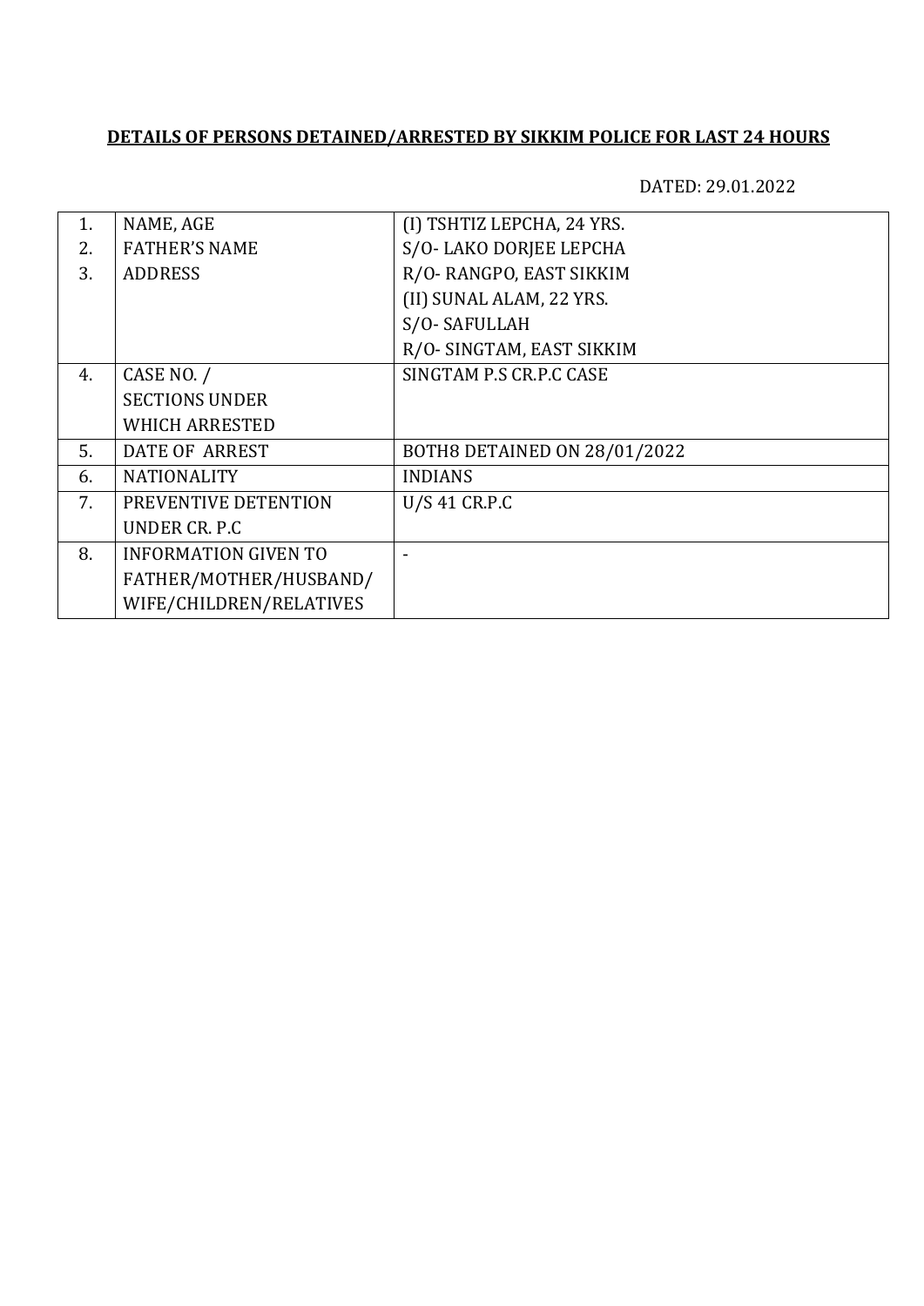**DETAILS OF PERSONS DETAINED/ARRESTED BY SIKKIM POLICE FOR LAST 24 HOURS**

DATED: 29.01.2022

| | | |
|---|---|---|
| 1.<br>2.<br>3. | NAME, AGE<br>FATHER'S NAME<br>ADDRESS | (I) TSHTIZ LEPCHA, 24 YRS.<br>S/O- LAKO DORJEE LEPCHA<br>R/O- RANGPO, EAST SIKKIM<br>(II) SUNAL ALAM, 22 YRS.<br>S/O- SAFULLAH<br>R/O- SINGTAM, EAST SIKKIM |
| 4. | CASE NO. /<br>SECTIONS UNDER<br>WHICH ARRESTED | SINGTAM P.S CR.P.C CASE |
| 5. | DATE OF ARREST | BOTH8 DETAINED ON 28/01/2022 |
| 6. | NATIONALITY | INDIANS |
| 7. | PREVENTIVE DETENTION<br>UNDER CR. P.C | U/S 41 CR.P.C |
| 8. | INFORMATION GIVEN TO<br>FATHER/MOTHER/HUSBAND/<br>WIFE/CHILDREN/RELATIVES | - |